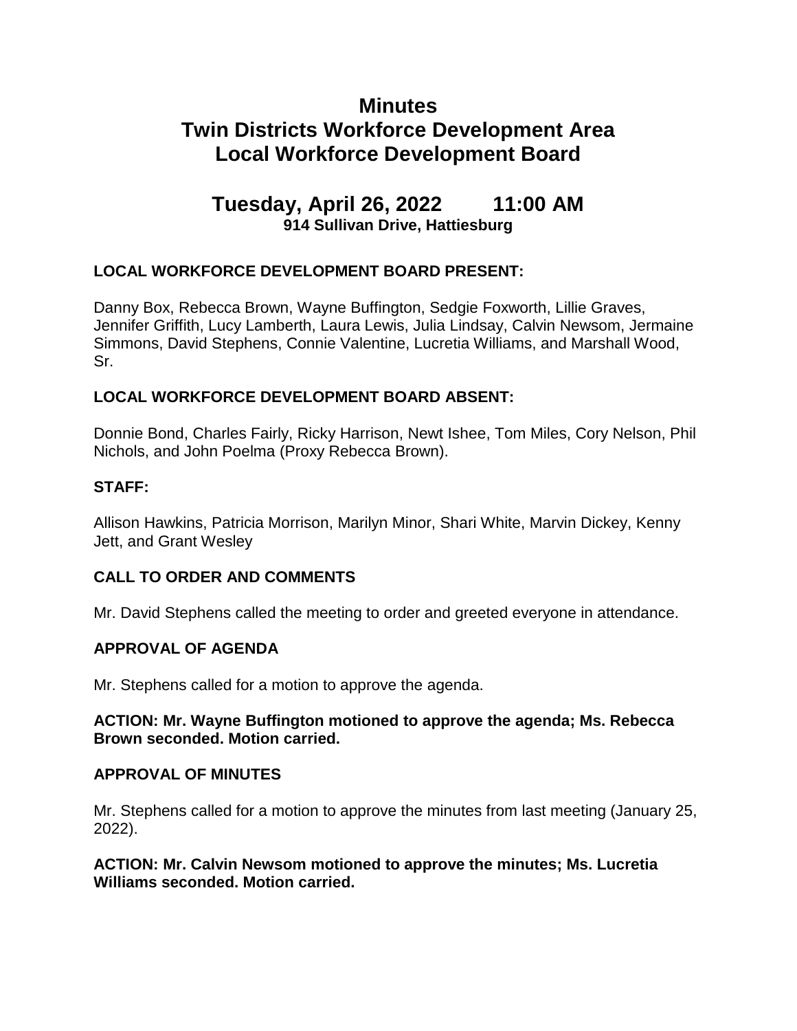# Minutes
# Twin Districts Workforce Development Area
# Local Workforce Development Board

## Tuesday, April 26, 2022 11:00 AM

**914 Sullivan Drive, Hattiesburg**

### LOCAL WORKFORCE DEVELOPMENT BOARD PRESENT:

Danny Box, Rebecca Brown, Wayne Buffington, Sedgie Foxworth, Lillie Graves, Jennifer Griffith, Lucy Lamberth, Laura Lewis, Julia Lindsay, Calvin Newsom, Jermaine Simmons, David Stephens, Connie Valentine, Lucretia Williams, and Marshall Wood, Sr.

### LOCAL WORKFORCE DEVELOPMENT BOARD ABSENT:

Donnie Bond, Charles Fairly, Ricky Harrison, Newt Ishee, Tom Miles, Cory Nelson, Phil Nichols, and John Poelma (Proxy Rebecca Brown).

### STAFF:

Allison Hawkins, Patricia Morrison, Marilyn Minor, Shari White, Marvin Dickey, Kenny Jett, and Grant Wesley

### CALL TO ORDER AND COMMENTS

Mr. David Stephens called the meeting to order and greeted everyone in attendance.

### APPROVAL OF AGENDA

Mr. Stephens called for a motion to approve the agenda.

**ACTION: Mr. Wayne Buffington motioned to approve the agenda; Ms. Rebecca Brown seconded. Motion carried.**

### APPROVAL OF MINUTES

Mr. Stephens called for a motion to approve the minutes from last meeting (January 25, 2022).

**ACTION: Mr. Calvin Newsom motioned to approve the minutes; Ms. Lucretia Williams seconded. Motion carried.**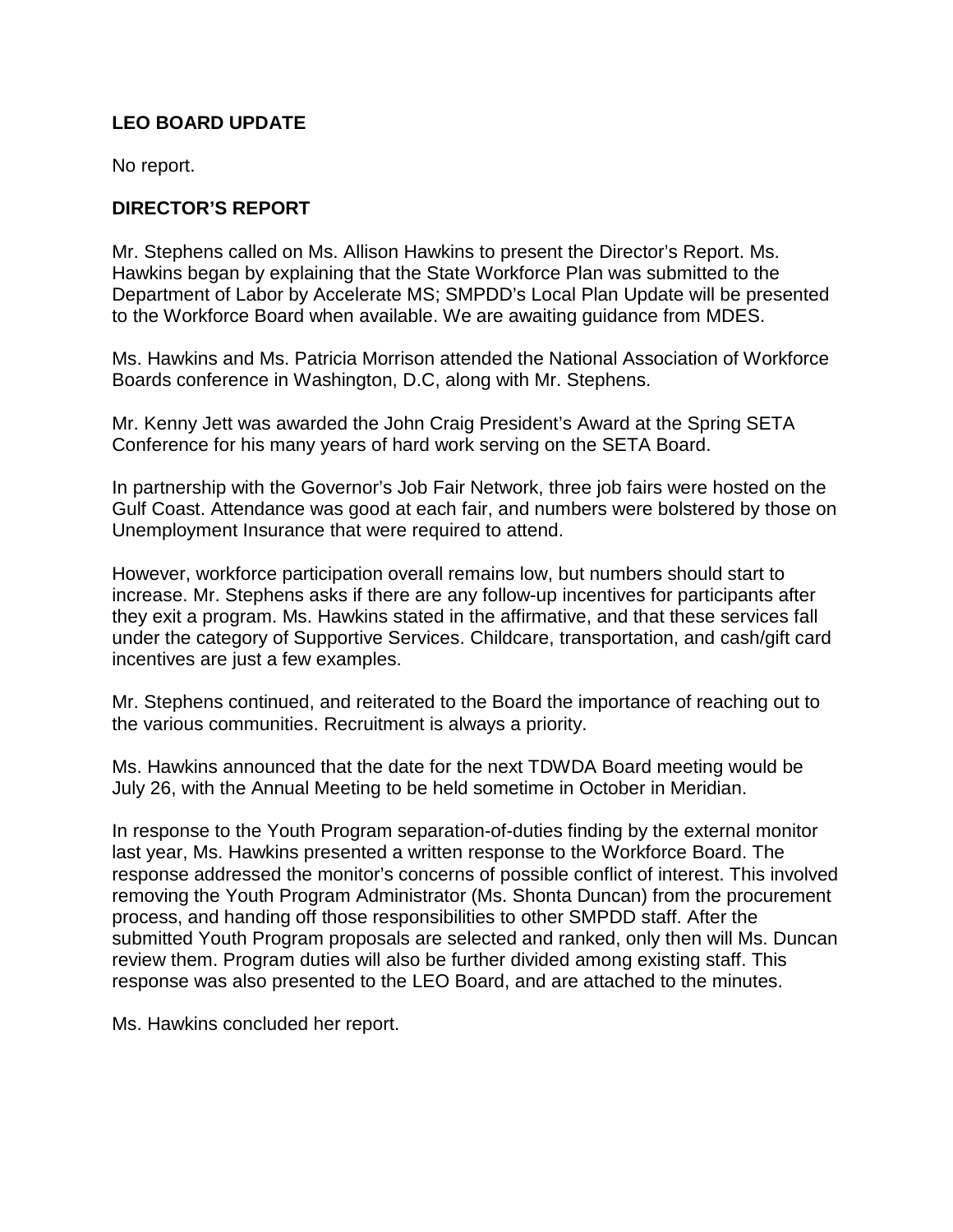## LEO BOARD UPDATE

No report.

## DIRECTOR'S REPORT

Mr. Stephens called on Ms. Allison Hawkins to present the Director's Report. Ms. Hawkins began by explaining that the State Workforce Plan was submitted to the Department of Labor by Accelerate MS; SMPDD's Local Plan Update will be presented to the Workforce Board when available. We are awaiting guidance from MDES.

Ms. Hawkins and Ms. Patricia Morrison attended the National Association of Workforce Boards conference in Washington, D.C, along with Mr. Stephens.

Mr. Kenny Jett was awarded the John Craig President's Award at the Spring SETA Conference for his many years of hard work serving on the SETA Board.

In partnership with the Governor's Job Fair Network, three job fairs were hosted on the Gulf Coast. Attendance was good at each fair, and numbers were bolstered by those on Unemployment Insurance that were required to attend.

However, workforce participation overall remains low, but numbers should start to increase. Mr. Stephens asks if there are any follow-up incentives for participants after they exit a program. Ms. Hawkins stated in the affirmative, and that these services fall under the category of Supportive Services. Childcare, transportation, and cash/gift card incentives are just a few examples.

Mr. Stephens continued, and reiterated to the Board the importance of reaching out to the various communities. Recruitment is always a priority.

Ms. Hawkins announced that the date for the next TDWDA Board meeting would be July 26, with the Annual Meeting to be held sometime in October in Meridian.

In response to the Youth Program separation-of-duties finding by the external monitor last year, Ms. Hawkins presented a written response to the Workforce Board. The response addressed the monitor's concerns of possible conflict of interest. This involved removing the Youth Program Administrator (Ms. Shonta Duncan) from the procurement process, and handing off those responsibilities to other SMPDD staff. After the submitted Youth Program proposals are selected and ranked, only then will Ms. Duncan review them. Program duties will also be further divided among existing staff. This response was also presented to the LEO Board, and are attached to the minutes.

Ms. Hawkins concluded her report.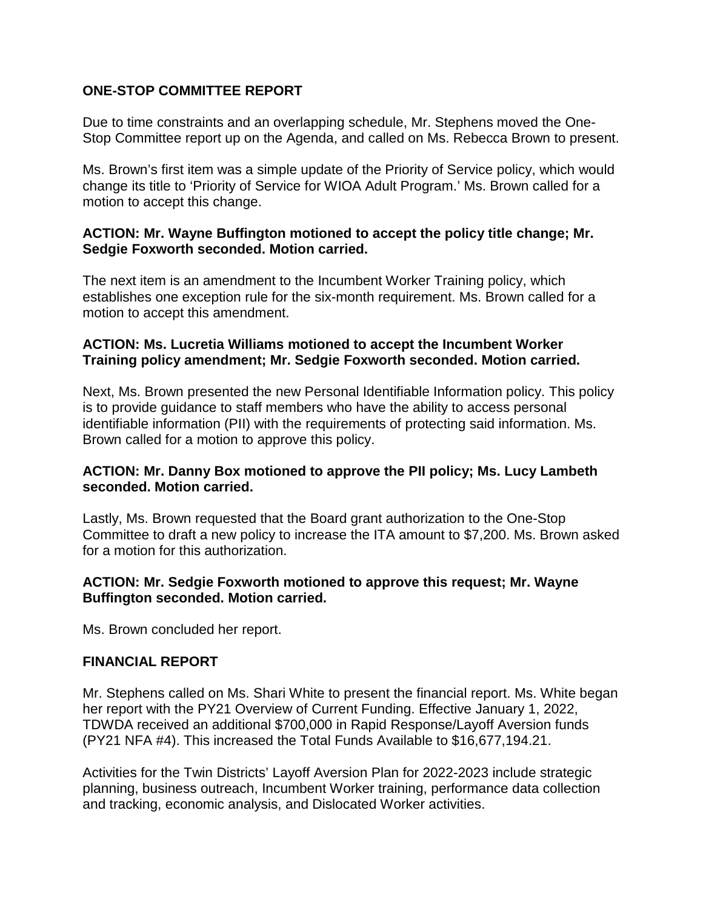## ONE-STOP COMMITTEE REPORT

Due to time constraints and an overlapping schedule, Mr. Stephens moved the One-Stop Committee report up on the Agenda, and called on Ms. Rebecca Brown to present.

Ms. Brown's first item was a simple update of the Priority of Service policy, which would change its title to 'Priority of Service for WIOA Adult Program.' Ms. Brown called for a motion to accept this change.

**ACTION: Mr. Wayne Buffington motioned to accept the policy title change; Mr. Sedgie Foxworth seconded. Motion carried.**

The next item is an amendment to the Incumbent Worker Training policy, which establishes one exception rule for the six-month requirement. Ms. Brown called for a motion to accept this amendment.

**ACTION: Ms. Lucretia Williams motioned to accept the Incumbent Worker Training policy amendment; Mr. Sedgie Foxworth seconded. Motion carried.**

Next, Ms. Brown presented the new Personal Identifiable Information policy. This policy is to provide guidance to staff members who have the ability to access personal identifiable information (PII) with the requirements of protecting said information. Ms. Brown called for a motion to approve this policy.

**ACTION: Mr. Danny Box motioned to approve the PII policy; Ms. Lucy Lambeth seconded. Motion carried.**

Lastly, Ms. Brown requested that the Board grant authorization to the One-Stop Committee to draft a new policy to increase the ITA amount to $7,200. Ms. Brown asked for a motion for this authorization.

**ACTION: Mr. Sedgie Foxworth motioned to approve this request; Mr. Wayne Buffington seconded. Motion carried.**

Ms. Brown concluded her report.

## FINANCIAL REPORT

Mr. Stephens called on Ms. Shari White to present the financial report. Ms. White began her report with the PY21 Overview of Current Funding. Effective January 1, 2022, TDWDA received an additional $700,000 in Rapid Response/Layoff Aversion funds (PY21 NFA #4). This increased the Total Funds Available to $16,677,194.21.

Activities for the Twin Districts' Layoff Aversion Plan for 2022-2023 include strategic planning, business outreach, Incumbent Worker training, performance data collection and tracking, economic analysis, and Dislocated Worker activities.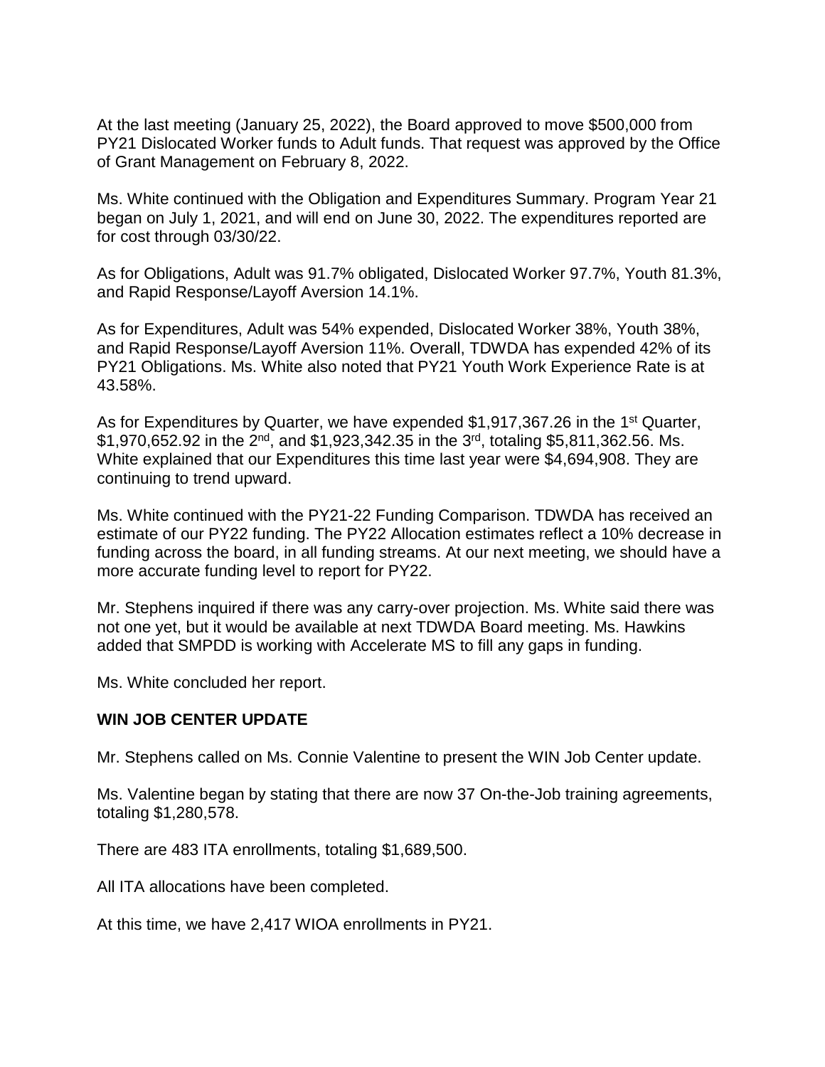At the last meeting (January 25, 2022), the Board approved to move $500,000 from PY21 Dislocated Worker funds to Adult funds. That request was approved by the Office of Grant Management on February 8, 2022.

Ms. White continued with the Obligation and Expenditures Summary. Program Year 21 began on July 1, 2021, and will end on June 30, 2022. The expenditures reported are for cost through 03/30/22.

As for Obligations, Adult was 91.7% obligated, Dislocated Worker 97.7%, Youth 81.3%, and Rapid Response/Layoff Aversion 14.1%.

As for Expenditures, Adult was 54% expended, Dislocated Worker 38%, Youth 38%, and Rapid Response/Layoff Aversion 11%. Overall, TDWDA has expended 42% of its PY21 Obligations. Ms. White also noted that PY21 Youth Work Experience Rate is at 43.58%.

As for Expenditures by Quarter, we have expended $1,917,367.26 in the 1st Quarter, $1,970,652.92 in the 2nd, and $1,923,342.35 in the 3rd, totaling $5,811,362.56. Ms. White explained that our Expenditures this time last year were $4,694,908. They are continuing to trend upward.

Ms. White continued with the PY21-22 Funding Comparison. TDWDA has received an estimate of our PY22 funding. The PY22 Allocation estimates reflect a 10% decrease in funding across the board, in all funding streams. At our next meeting, we should have a more accurate funding level to report for PY22.

Mr. Stephens inquired if there was any carry-over projection. Ms. White said there was not one yet, but it would be available at next TDWDA Board meeting. Ms. Hawkins added that SMPDD is working with Accelerate MS to fill any gaps in funding.

Ms. White concluded her report.

**WIN JOB CENTER UPDATE**

Mr. Stephens called on Ms. Connie Valentine to present the WIN Job Center update.

Ms. Valentine began by stating that there are now 37 On-the-Job training agreements, totaling $1,280,578.

There are 483 ITA enrollments, totaling $1,689,500.

All ITA allocations have been completed.

At this time, we have 2,417 WIOA enrollments in PY21.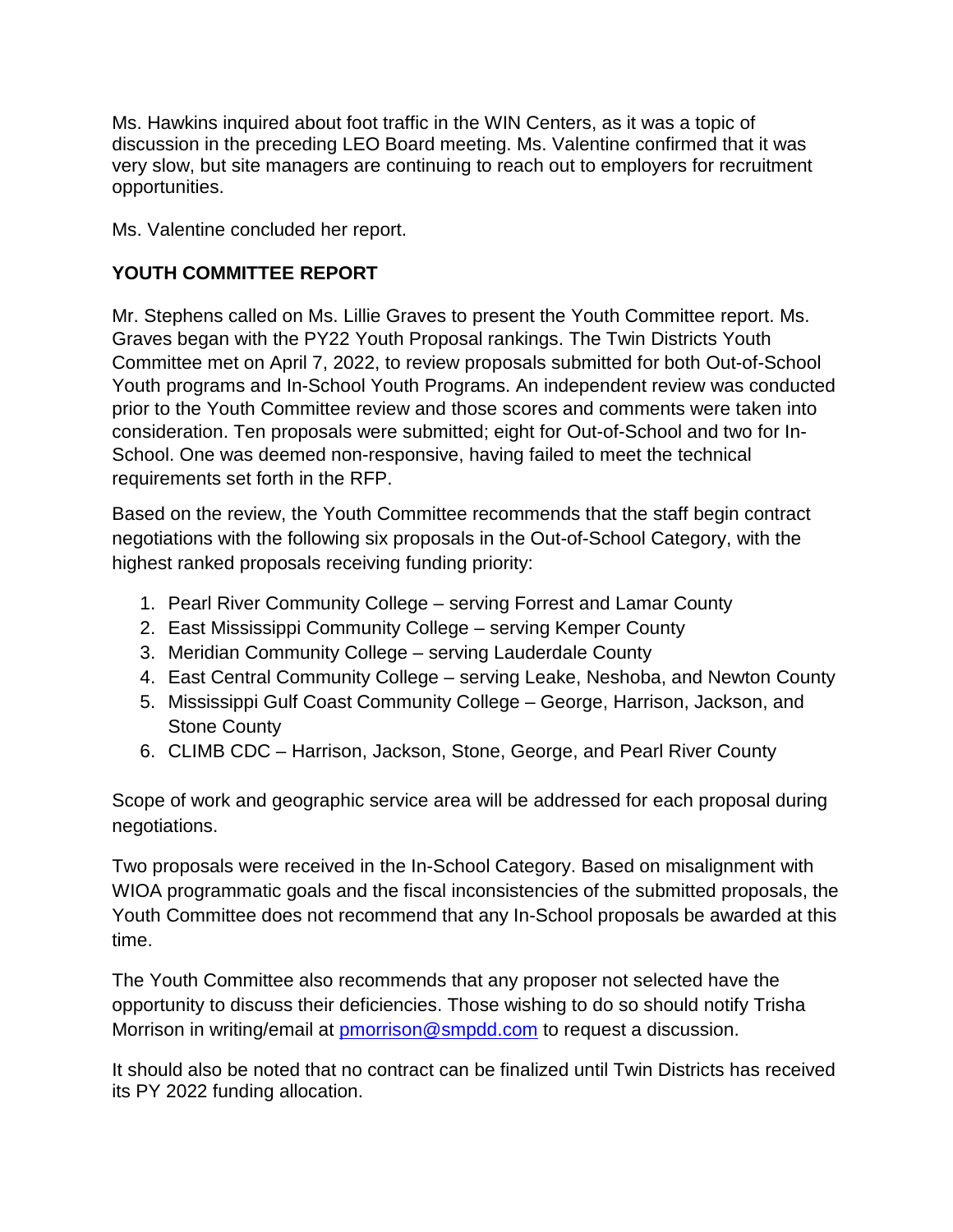Ms. Hawkins inquired about foot traffic in the WIN Centers, as it was a topic of discussion in the preceding LEO Board meeting. Ms. Valentine confirmed that it was very slow, but site managers are continuing to reach out to employers for recruitment opportunities.

Ms. Valentine concluded her report.

**YOUTH COMMITTEE REPORT**

Mr. Stephens called on Ms. Lillie Graves to present the Youth Committee report. Ms. Graves began with the PY22 Youth Proposal rankings. The Twin Districts Youth Committee met on April 7, 2022, to review proposals submitted for both Out-of-School Youth programs and In-School Youth Programs. An independent review was conducted prior to the Youth Committee review and those scores and comments were taken into consideration. Ten proposals were submitted; eight for Out-of-School and two for In-School. One was deemed non-responsive, having failed to meet the technical requirements set forth in the RFP.

Based on the review, the Youth Committee recommends that the staff begin contract negotiations with the following six proposals in the Out-of-School Category, with the highest ranked proposals receiving funding priority:

1. Pearl River Community College – serving Forrest and Lamar County
2. East Mississippi Community College – serving Kemper County
3. Meridian Community College – serving Lauderdale County
4. East Central Community College – serving Leake, Neshoba, and Newton County
5. Mississippi Gulf Coast Community College – George, Harrison, Jackson, and Stone County
6. CLIMB CDC – Harrison, Jackson, Stone, George, and Pearl River County

Scope of work and geographic service area will be addressed for each proposal during negotiations.

Two proposals were received in the In-School Category. Based on misalignment with WIOA programmatic goals and the fiscal inconsistencies of the submitted proposals, the Youth Committee does not recommend that any In-School proposals be awarded at this time.

The Youth Committee also recommends that any proposer not selected have the opportunity to discuss their deficiencies. Those wishing to do so should notify Trisha Morrison in writing/email at pmorrison@smpdd.com to request a discussion.

It should also be noted that no contract can be finalized until Twin Districts has received its PY 2022 funding allocation.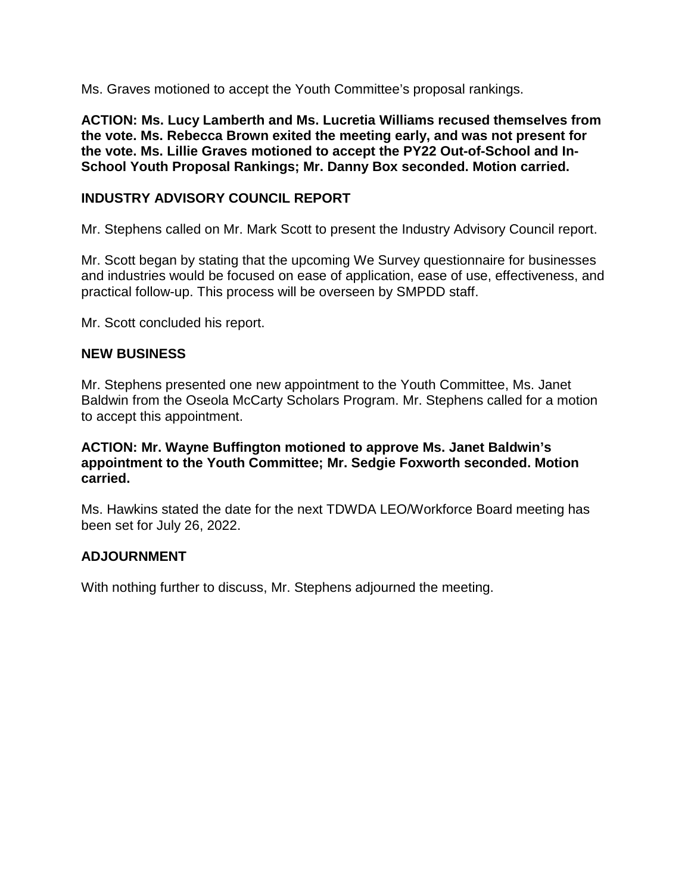Ms. Graves motioned to accept the Youth Committee's proposal rankings.

**ACTION: Ms. Lucy Lamberth and Ms. Lucretia Williams recused themselves from the vote. Ms. Rebecca Brown exited the meeting early, and was not present for the vote. Ms. Lillie Graves motioned to accept the PY22 Out-of-School and In-School Youth Proposal Rankings; Mr. Danny Box seconded. Motion carried.**

## INDUSTRY ADVISORY COUNCIL REPORT

Mr. Stephens called on Mr. Mark Scott to present the Industry Advisory Council report.

Mr. Scott began by stating that the upcoming We Survey questionnaire for businesses and industries would be focused on ease of application, ease of use, effectiveness, and practical follow-up. This process will be overseen by SMPDD staff.

Mr. Scott concluded his report.

## NEW BUSINESS

Mr. Stephens presented one new appointment to the Youth Committee, Ms. Janet Baldwin from the Oseola McCarty Scholars Program. Mr. Stephens called for a motion to accept this appointment.

**ACTION: Mr. Wayne Buffington motioned to approve Ms. Janet Baldwin's appointment to the Youth Committee; Mr. Sedgie Foxworth seconded. Motion carried.**

Ms. Hawkins stated the date for the next TDWDA LEO/Workforce Board meeting has been set for July 26, 2022.

## ADJOURNMENT

With nothing further to discuss, Mr. Stephens adjourned the meeting.